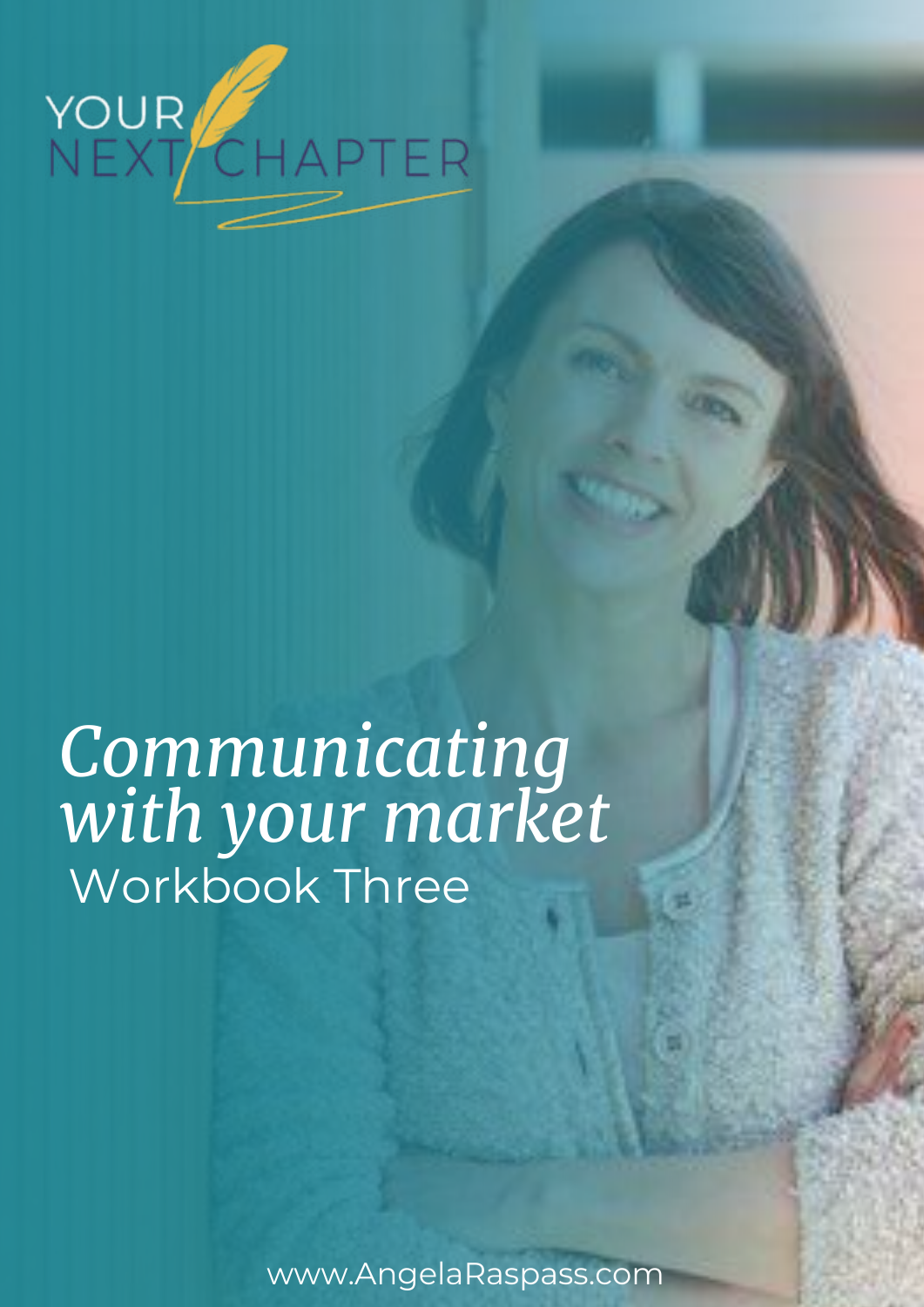YOUR NEXT CHAPTER

# *Communicating with your market*

## Workbook Three

www.AngelaRaspass.com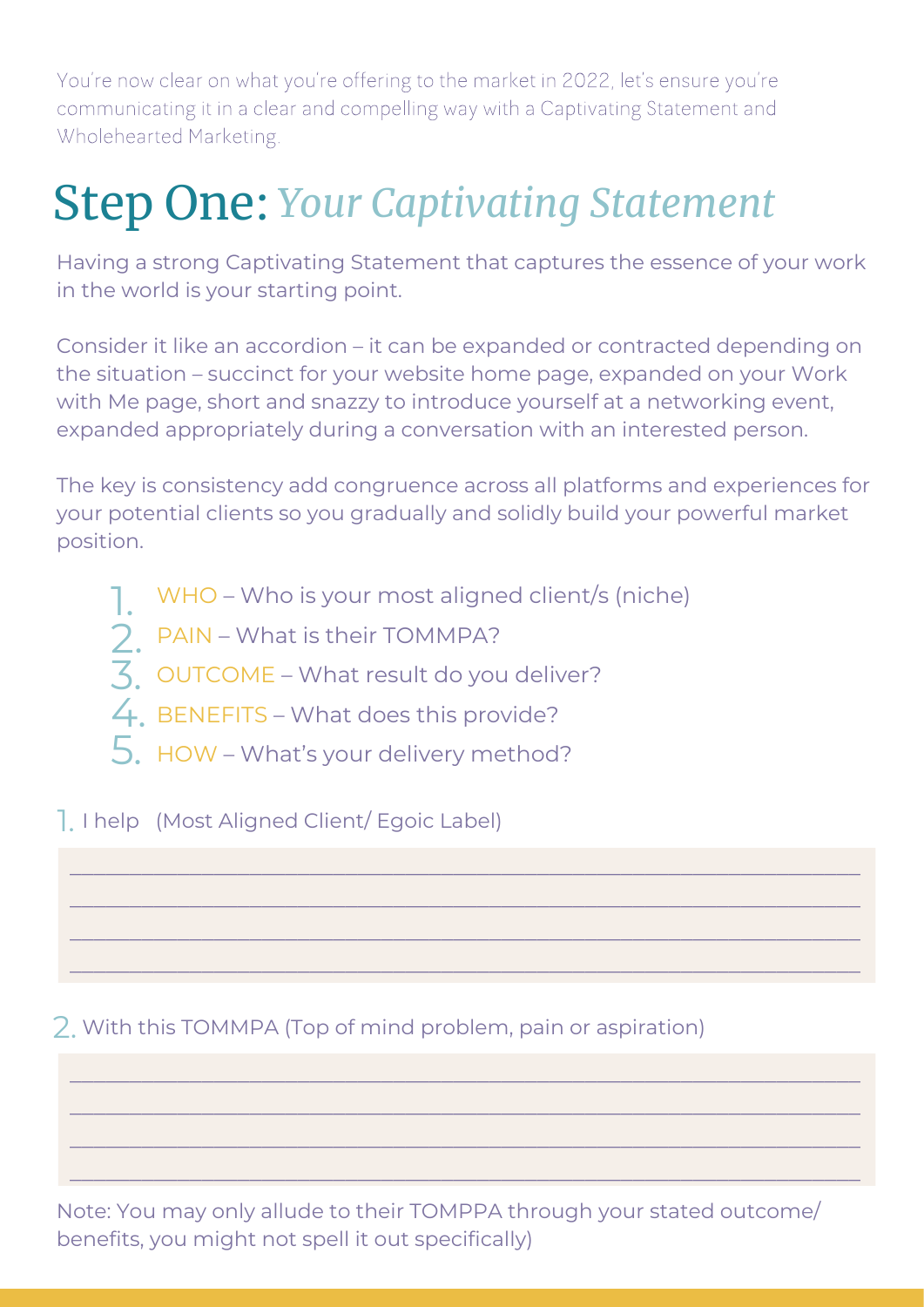You're now clear on what you're offering to the market in 2022, let's ensure you're communicating it in a clear and compelling way with a Captivating Statement and Wholehearted Marketing.

# Step One: *Your Captivating Statement*

Having a strong Captivating Statement that captures the essence of your work in the world is your starting point.

Consider it like an accordion – it can be expanded or contracted depending on the situation – succinct for your website home page, expanded on your Work with Me page, short and snazzy to introduce yourself at a networking event, expanded appropriately during a conversation with an interested person.

The key is consistency add congruence across all platforms and experiences for your potential clients so you gradually and solidly build your powerful market position.

1. WHO – Who is your most aligned client/s (niche)
2. PAIN – What is their TOMMPA?
3. OUTCOME – What result do you deliver?
4. BENEFITS – What does this provide?
5. HOW – What's your delivery method?

1. I help (Most Aligned Client/ Egoic Label)

______________________________________________________________________

______________________________________________________________________

______________________________________________________________________

______________________________________________________________________

2. With this TOMMPA (Top of mind problem, pain or aspiration)

______________________________________________________________________

______________________________________________________________________

______________________________________________________________________

______________________________________________________________________

Note: You may only allude to their TOMPPA through your stated outcome/ benefits, you might not spell it out specifically)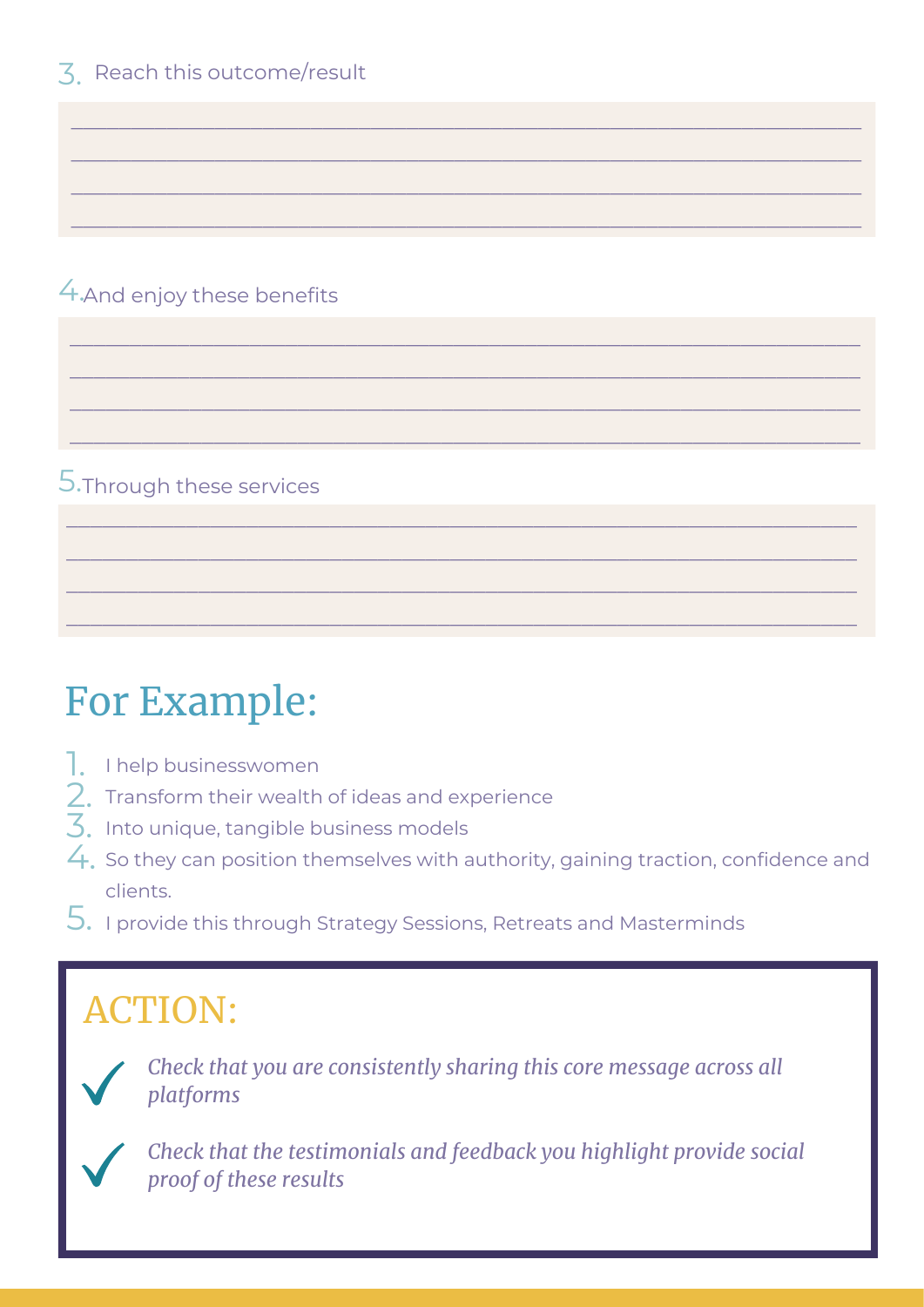3. Reach this outcome/result

______________________________________________________________________

______________________________________________________________________

______________________________________________________________________

______________________________________________________________________

4. And enjoy these benefits

______________________________________________________________________

______________________________________________________________________

______________________________________________________________________

______________________________________________________________________

5. Through these services

______________________________________________________________________

______________________________________________________________________

______________________________________________________________________

______________________________________________________________________

# For Example:

1. I help businesswomen
2. Transform their wealth of ideas and experience
3. Into unique, tangible business models
4. So they can position themselves with authority, gaining traction, confidence and clients.
5. I provide this through Strategy Sessions, Retreats and Masterminds

## ACTION:

- ✓ *Check that you are consistently sharing this core message across all platforms*
- ✓ *Check that the testimonials and feedback you highlight provide social proof of these results*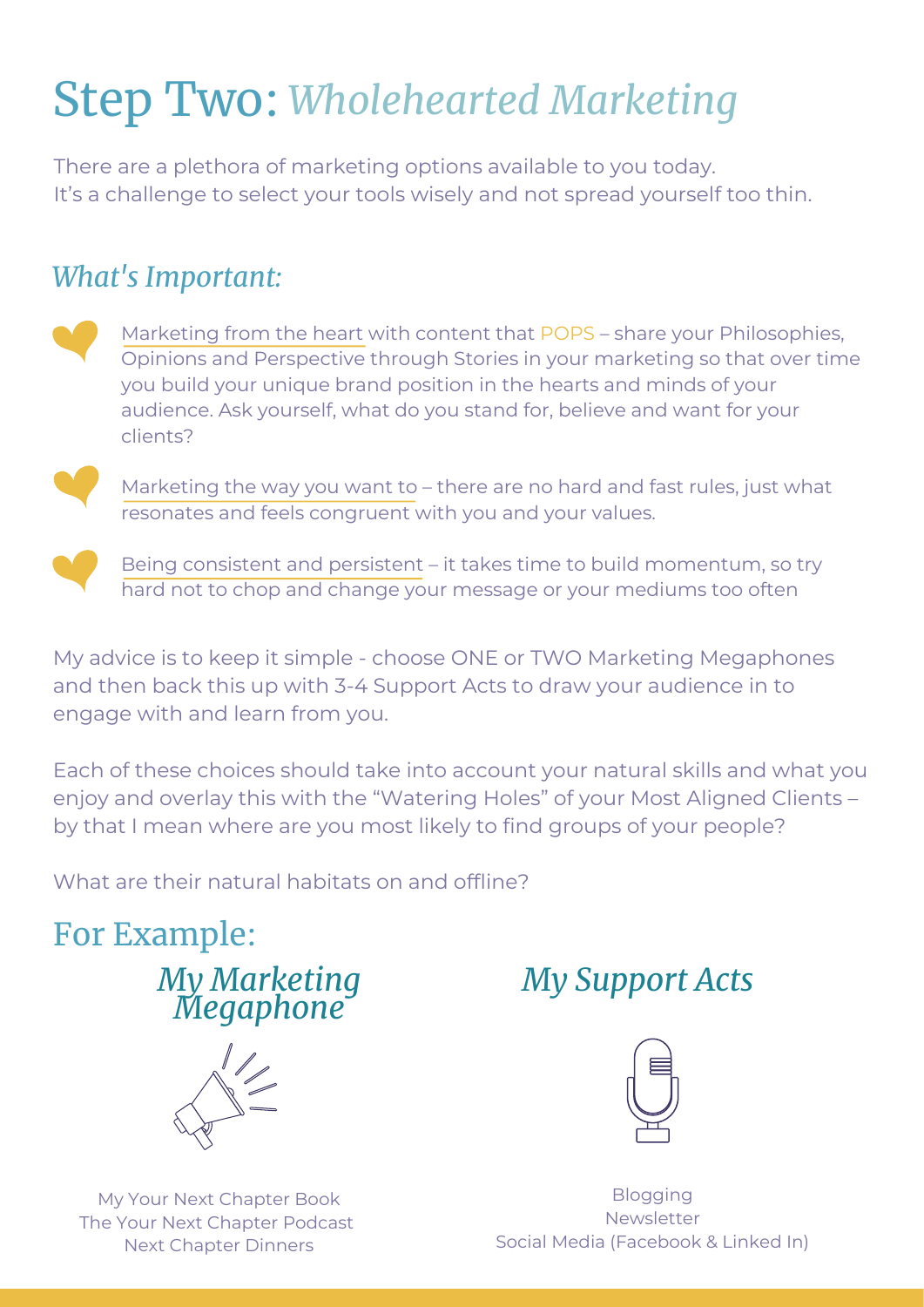# Step Two: *Wholehearted Marketing*

There are a plethora of marketing options available to you today.
It's a challenge to select your tools wisely and not spread yourself too thin.

## *What's Important:*

- Marketing from the heart with content that POPS – share your Philosophies, Opinions and Perspective through Stories in your marketing so that over time you build your unique brand position in the hearts and minds of your audience. Ask yourself, what do you stand for, believe and want for your clients?
- Marketing the way you want to – there are no hard and fast rules, just what resonates and feels congruent with you and your values.
- Being consistent and persistent – it takes time to build momentum, so try hard not to chop and change your message or your mediums too often

My advice is to keep it simple - choose ONE or TWO Marketing Megaphones and then back this up with 3-4 Support Acts to draw your audience in to engage with and learn from you.

Each of these choices should take into account your natural skills and what you enjoy and overlay this with the "Watering Holes" of your Most Aligned Clients – by that I mean where are you most likely to find groups of your people?

What are their natural habitats on and offline?

## For Example:

### *My Marketing Megaphone*

My Your Next Chapter Book
The Your Next Chapter Podcast
Next Chapter Dinners

### *My Support Acts*

Blogging
Newsletter
Social Media (Facebook & Linked In)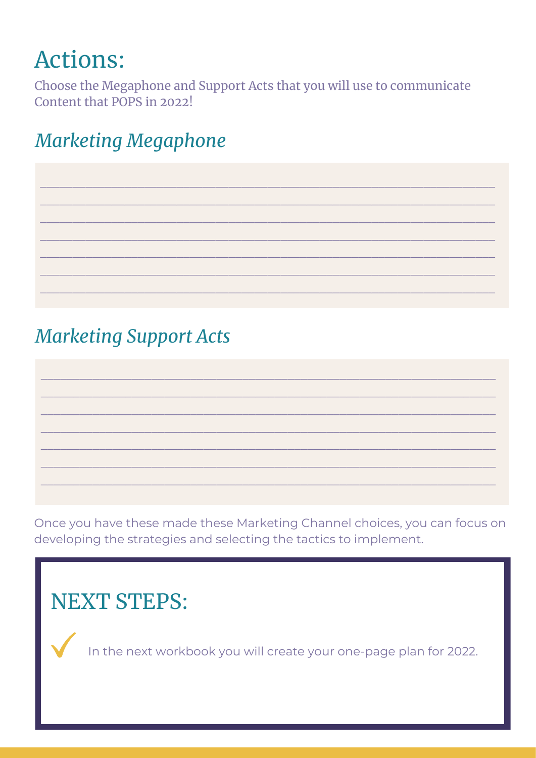# Actions:

Choose the Megaphone and Support Acts that you will use to communicate Content that POPS in 2022!

## *Marketing Megaphone*

_______________________________________________________________________

_______________________________________________________________________

_______________________________________________________________________

_______________________________________________________________________

_______________________________________________________________________

_______________________________________________________________________

_______________________________________________________________________

## *Marketing Support Acts*

_______________________________________________________________________

_______________________________________________________________________

_______________________________________________________________________

_______________________________________________________________________

_______________________________________________________________________

_______________________________________________________________________

_______________________________________________________________________

Once you have these made these Marketing Channel choices, you can focus on developing the strategies and selecting the tactics to implement.

## NEXT STEPS:

✓ In the next workbook you will create your one-page plan for 2022.